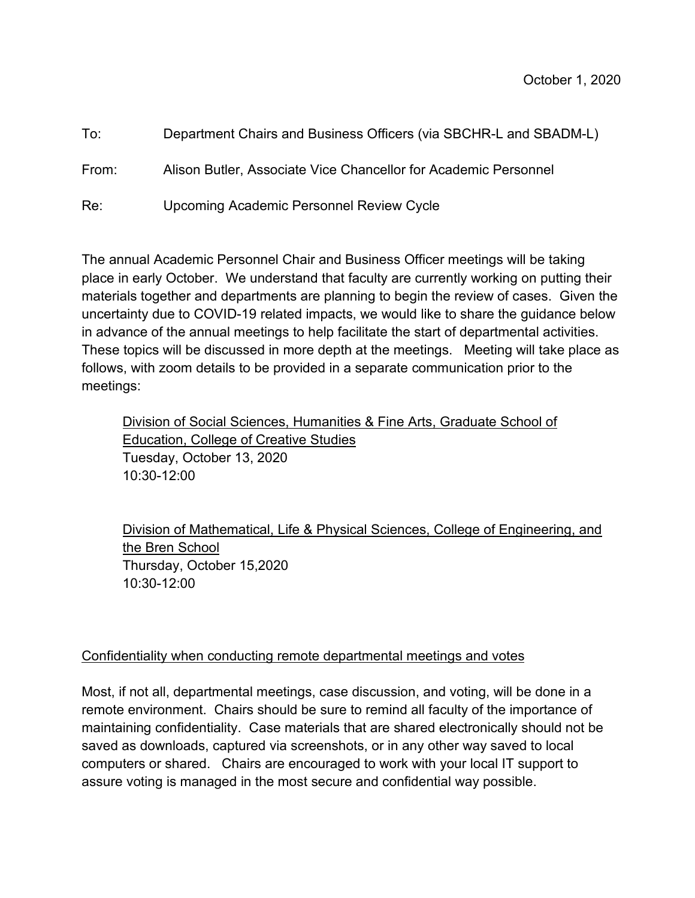October 1, 2020

To: Department Chairs and Business Officers (via SBCHR-L and SBADM-L)

From: Alison Butler, Associate Vice Chancellor for Academic Personnel

Re: Upcoming Academic Personnel Review Cycle

The annual Academic Personnel Chair and Business Officer meetings will be taking place in early October. We understand that faculty are currently working on putting their materials together and departments are planning to begin the review of cases. Given the uncertainty due to COVID-19 related impacts, we would like to share the guidance below in advance of the annual meetings to help facilitate the start of departmental activities. These topics will be discussed in more depth at the meetings. Meeting will take place as follows, with zoom details to be provided in a separate communication prior to the meetings:

<u>Division of Social Sciences, Humanities & Fine Arts, Graduate School of Education, College of Creative Studies</u>
Tuesday, October 13, 2020
10:30-12:00

<u>Division of Mathematical, Life & Physical Sciences, College of Engineering, and the Bren School</u>
Thursday, October 15,2020
10:30-12:00

<u>Confidentiality when conducting remote departmental meetings and votes</u>

Most, if not all, departmental meetings, case discussion, and voting, will be done in a remote environment. Chairs should be sure to remind all faculty of the importance of maintaining confidentiality. Case materials that are shared electronically should not be saved as downloads, captured via screenshots, or in any other way saved to local computers or shared. Chairs are encouraged to work with your local IT support to assure voting is managed in the most secure and confidential way possible.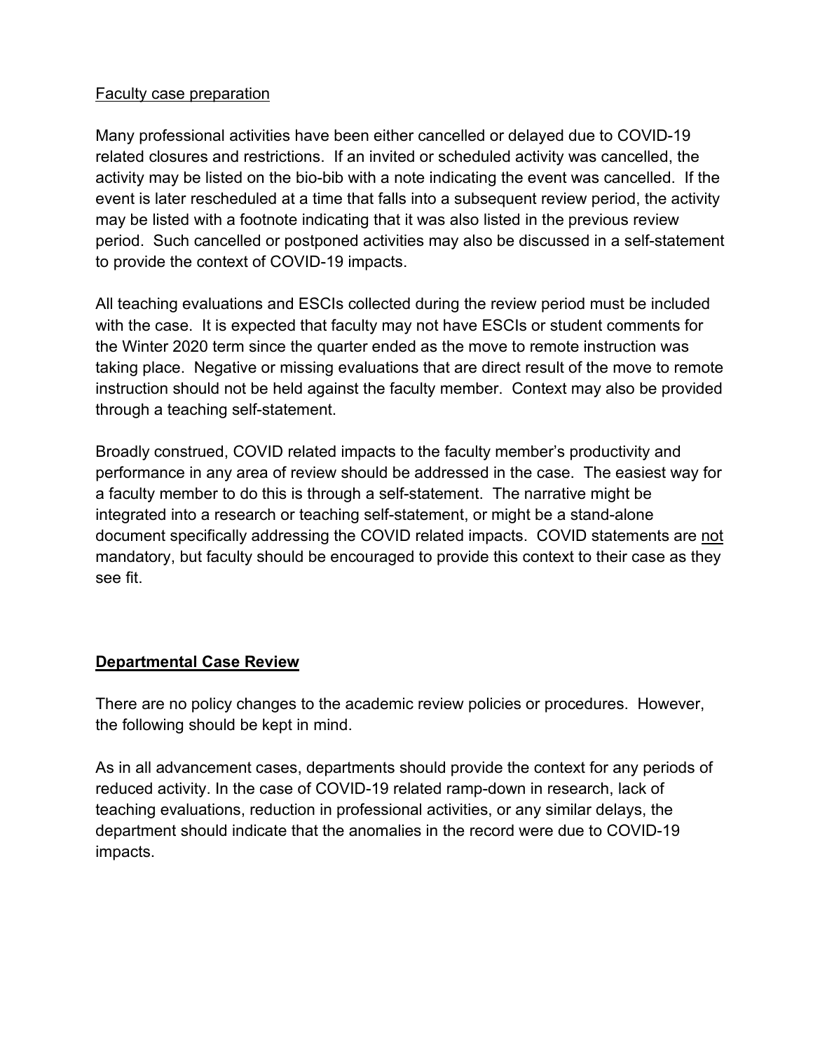Faculty case preparation

Many professional activities have been either cancelled or delayed due to COVID-19 related closures and restrictions. If an invited or scheduled activity was cancelled, the activity may be listed on the bio-bib with a note indicating the event was cancelled. If the event is later rescheduled at a time that falls into a subsequent review period, the activity may be listed with a footnote indicating that it was also listed in the previous review period. Such cancelled or postponed activities may also be discussed in a self-statement to provide the context of COVID-19 impacts.

All teaching evaluations and ESCIs collected during the review period must be included with the case. It is expected that faculty may not have ESCIs or student comments for the Winter 2020 term since the quarter ended as the move to remote instruction was taking place. Negative or missing evaluations that are direct result of the move to remote instruction should not be held against the faculty member. Context may also be provided through a teaching self-statement.

Broadly construed, COVID related impacts to the faculty member's productivity and performance in any area of review should be addressed in the case. The easiest way for a faculty member to do this is through a self-statement. The narrative might be integrated into a research or teaching self-statement, or might be a stand-alone document specifically addressing the COVID related impacts. COVID statements are not mandatory, but faculty should be encouraged to provide this context to their case as they see fit.

## Departmental Case Review

There are no policy changes to the academic review policies or procedures. However, the following should be kept in mind.

As in all advancement cases, departments should provide the context for any periods of reduced activity. In the case of COVID-19 related ramp-down in research, lack of teaching evaluations, reduction in professional activities, or any similar delays, the department should indicate that the anomalies in the record were due to COVID-19 impacts.